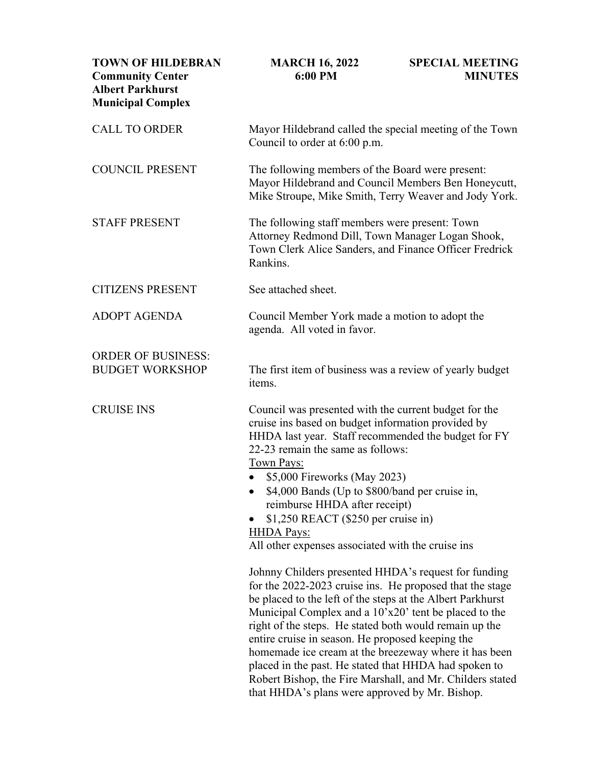**TOWN OF HILDEBRAN** | **MARCH 16, 2022** | **SPECIAL MEETING**
**Community Center** | **6:00 PM** | **MINUTES**
**Albert Parkhurst**
**Municipal Complex**

CALL TO ORDER
Mayor Hildebrand called the special meeting of the Town Council to order at 6:00 p.m.

COUNCIL PRESENT
The following members of the Board were present: Mayor Hildebrand and Council Members Ben Honeycutt, Mike Stroupe, Mike Smith, Terry Weaver and Jody York.

STAFF PRESENT
The following staff members were present: Town Attorney Redmond Dill, Town Manager Logan Shook, Town Clerk Alice Sanders, and Finance Officer Fredrick Rankins.

CITIZENS PRESENT
See attached sheet.

ADOPT AGENDA
Council Member York made a motion to adopt the agenda. All voted in favor.

ORDER OF BUSINESS:
BUDGET WORKSHOP
The first item of business was a review of yearly budget items.

CRUISE INS
Council was presented with the current budget for the cruise ins based on budget information provided by HHDA last year. Staff recommended the budget for FY 22-23 remain the same as follows:

Town Pays:

- $5,000 Fireworks (May 2023)
- $4,000 Bands (Up to $800/band per cruise in, reimburse HHDA after receipt)
- $1,250 REACT ($250 per cruise in)

HHDA Pays:
All other expenses associated with the cruise ins

Johnny Childers presented HHDA's request for funding for the 2022-2023 cruise ins. He proposed that the stage be placed to the left of the steps at the Albert Parkhurst Municipal Complex and a 10'x20' tent be placed to the right of the steps. He stated both would remain up the entire cruise in season. He proposed keeping the homemade ice cream at the breezeway where it has been placed in the past. He stated that HHDA had spoken to Robert Bishop, the Fire Marshall, and Mr. Childers stated that HHDA's plans were approved by Mr. Bishop.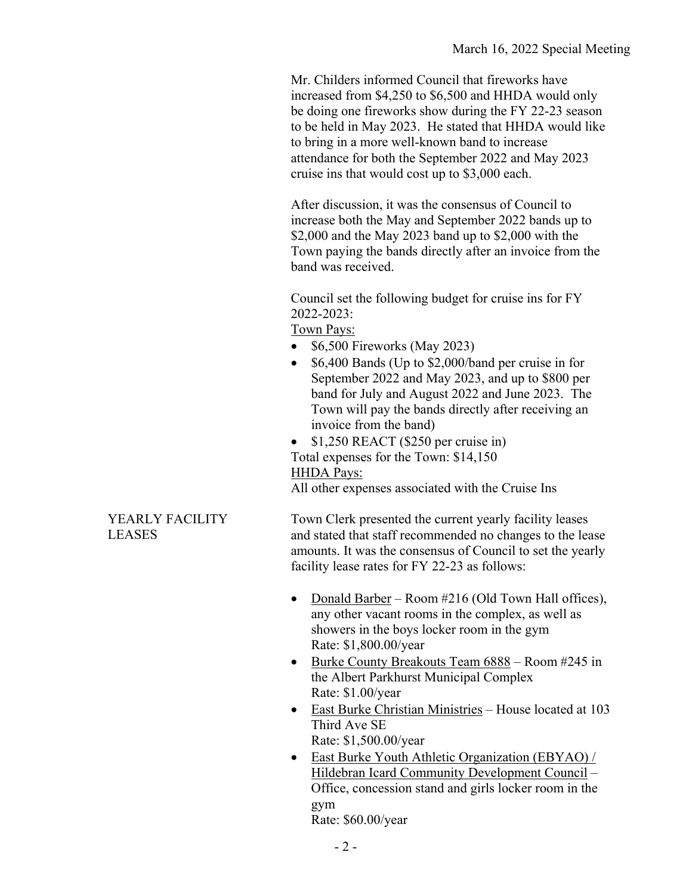Mr. Childers informed Council that fireworks have increased from $4,250 to $6,500 and HHDA would only be doing one fireworks show during the FY 22-23 season to be held in May 2023. He stated that HHDA would like to bring in a more well-known band to increase attendance for both the September 2022 and May 2023 cruise ins that would cost up to $3,000 each.

After discussion, it was the consensus of Council to increase both the May and September 2022 bands up to $2,000 and the May 2023 band up to $2,000 with the Town paying the bands directly after an invoice from the band was received.

Council set the following budget for cruise ins for FY 2022-2023:

Town Pays:

- $6,500 Fireworks (May 2023)
- $6,400 Bands (Up to $2,000/band per cruise in for September 2022 and May 2023, and up to $800 per band for July and August 2022 and June 2023. The Town will pay the bands directly after receiving an invoice from the band)
- $1,250 REACT ($250 per cruise in)

Total expenses for the Town: $14,150

HHDA Pays:

All other expenses associated with the Cruise Ins

**YEARLY FACILITY LEASES**

Town Clerk presented the current yearly facility leases and stated that staff recommended no changes to the lease amounts. It was the consensus of Council to set the yearly facility lease rates for FY 22-23 as follows:

- Donald Barber – Room #216 (Old Town Hall offices), any other vacant rooms in the complex, as well as showers in the boys locker room in the gym
  Rate: $1,800.00/year
- Burke County Breakouts Team 6888 – Room #245 in the Albert Parkhurst Municipal Complex
  Rate: $1.00/year
- East Burke Christian Ministries – House located at 103 Third Ave SE
  Rate: $1,500.00/year
- East Burke Youth Athletic Organization (EBYAO) / Hildebran Icard Community Development Council – Office, concession stand and girls locker room in the gym
  Rate: $60.00/year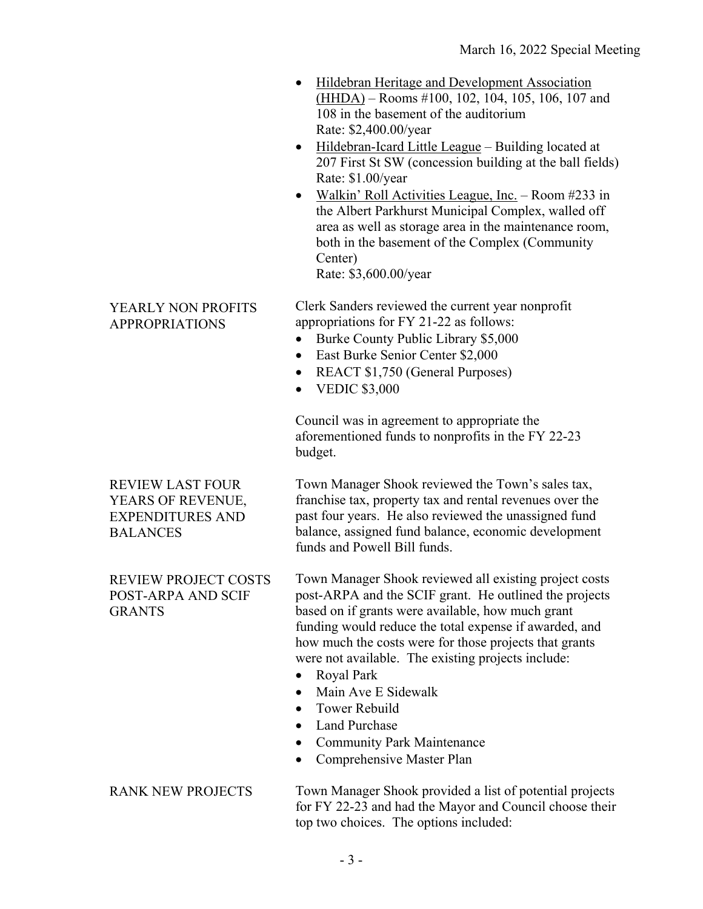- Hildebran Heritage and Development Association (HHDA) – Rooms #100, 102, 104, 105, 106, 107 and 108 in the basement of the auditorium
  Rate: $2,400.00/year
- Hildebran-Icard Little League – Building located at 207 First St SW (concession building at the ball fields)
  Rate: $1.00/year
- Walkin' Roll Activities League, Inc. – Room #233 in the Albert Parkhurst Municipal Complex, walled off area as well as storage area in the maintenance room, both in the basement of the Complex (Community Center)
  Rate: $3,600.00/year

## YEARLY NON PROFITS APPROPRIATIONS

Clerk Sanders reviewed the current year nonprofit appropriations for FY 21-22 as follows:

- Burke County Public Library $5,000
- East Burke Senior Center $2,000
- REACT $1,750 (General Purposes)
- VEDIC $3,000

Council was in agreement to appropriate the aforementioned funds to nonprofits in the FY 22-23 budget.

## REVIEW LAST FOUR YEARS OF REVENUE, EXPENDITURES AND BALANCES

Town Manager Shook reviewed the Town's sales tax, franchise tax, property tax and rental revenues over the past four years. He also reviewed the unassigned fund balance, assigned fund balance, economic development funds and Powell Bill funds.

## REVIEW PROJECT COSTS POST-ARPA AND SCIF GRANTS

Town Manager Shook reviewed all existing project costs post-ARPA and the SCIF grant. He outlined the projects based on if grants were available, how much grant funding would reduce the total expense if awarded, and how much the costs were for those projects that grants were not available. The existing projects include:

- Royal Park
- Main Ave E Sidewalk
- Tower Rebuild
- Land Purchase
- Community Park Maintenance
- Comprehensive Master Plan

## RANK NEW PROJECTS

Town Manager Shook provided a list of potential projects for FY 22-23 and had the Mayor and Council choose their top two choices. The options included: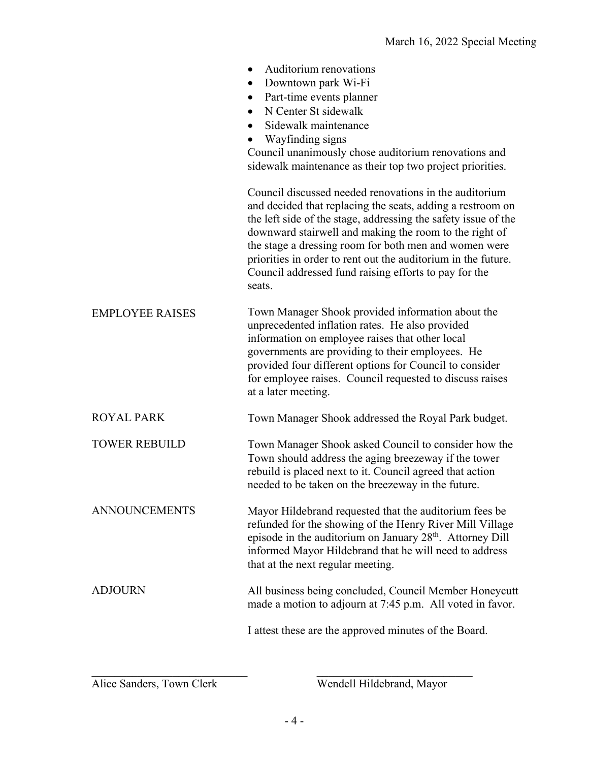- Auditorium renovations
- Downtown park Wi-Fi
- Part-time events planner
- N Center St sidewalk
- Sidewalk maintenance
- Wayfinding signs

Council unanimously chose auditorium renovations and sidewalk maintenance as their top two project priorities.

Council discussed needed renovations in the auditorium and decided that replacing the seats, adding a restroom on the left side of the stage, addressing the safety issue of the downward stairwell and making the room to the right of the stage a dressing room for both men and women were priorities in order to rent out the auditorium in the future. Council addressed fund raising efforts to pay for the seats.

**EMPLOYEE RAISES**

Town Manager Shook provided information about the unprecedented inflation rates. He also provided information on employee raises that other local governments are providing to their employees. He provided four different options for Council to consider for employee raises. Council requested to discuss raises at a later meeting.

**ROYAL PARK**

Town Manager Shook addressed the Royal Park budget.

**TOWER REBUILD**

Town Manager Shook asked Council to consider how the Town should address the aging breezeway if the tower rebuild is placed next to it. Council agreed that action needed to be taken on the breezeway in the future.

**ANNOUNCEMENTS**

Mayor Hildebrand requested that the auditorium fees be refunded for the showing of the Henry River Mill Village episode in the auditorium on January 28th. Attorney Dill informed Mayor Hildebrand that he will need to address that at the next regular meeting.

**ADJOURN**

All business being concluded, Council Member Honeycutt made a motion to adjourn at 7:45 p.m. All voted in favor.

I attest these are the approved minutes of the Board.

\_\_\_\_\_\_\_\_\_\_\_\_\_\_\_\_\_\_\_\_\_\_\_\_\_\_\_\_\_\_
Alice Sanders, Town Clerk

\_\_\_\_\_\_\_\_\_\_\_\_\_\_\_\_\_\_\_\_\_\_\_\_\_\_\_\_\_\_
Wendell Hildebrand, Mayor